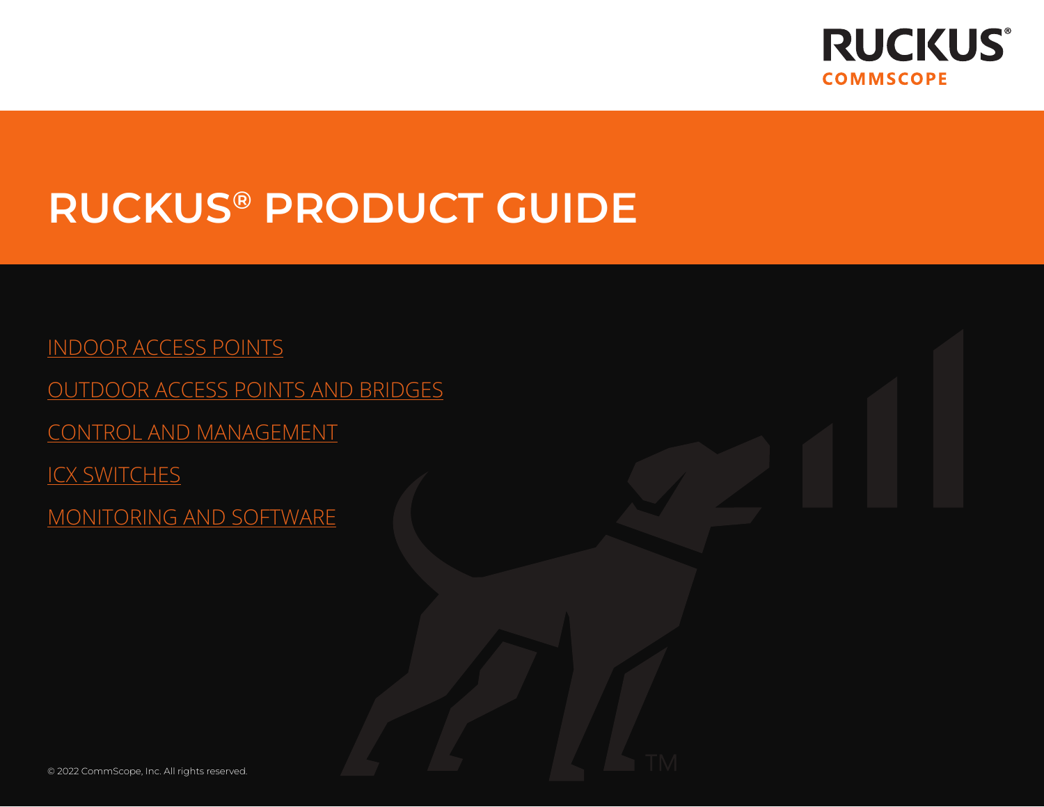RUCKUS
COMMSCOPE

# RUCKUS® PRODUCT GUIDE

INDOOR ACCESS POINTS

OUTDOOR ACCESS POINTS AND BRIDGES

CONTROL AND MANAGEMENT

ICX SWITCHES

MONITORING AND SOFTWARE

© 2022 CommScope, Inc. All rights reserved.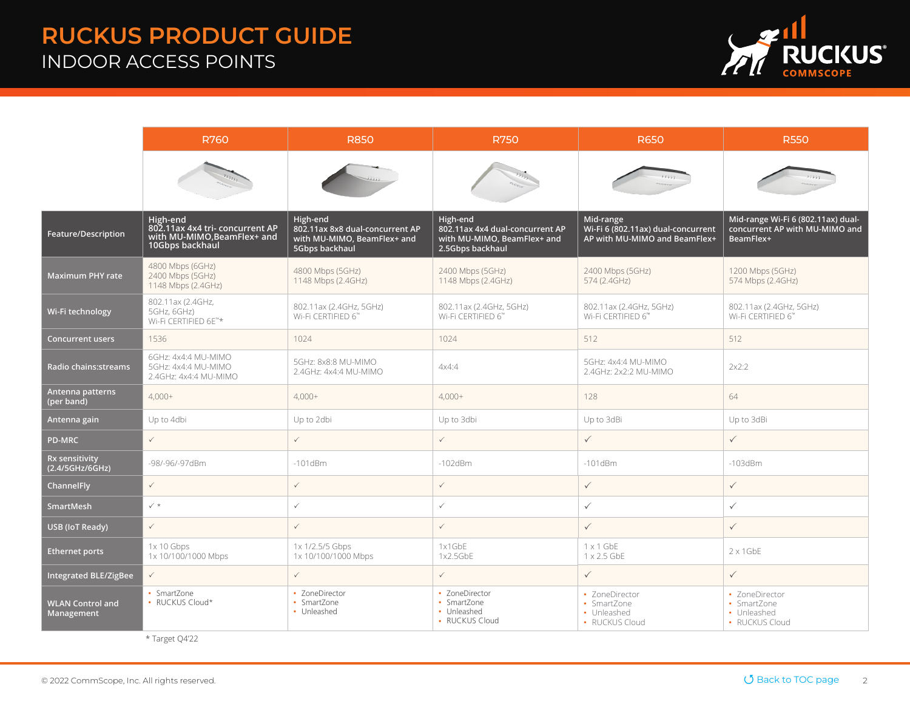# RUCKUS PRODUCT GUIDE

## INDOOR ACCESS POINTS

| | R760 | R850 | R750 | R650 | R550 |
|---|---|---|---|---|---|
| **Feature/Description** | **High-end 802.11ax 4x4 tri- concurrent AP with MU-MIMO,BeamFlex+ and 10Gbps backhaul** | **High-end 802.11ax 8x8 dual-concurrent AP with MU-MIMO, BeamFlex+ and 5Gbps backhaul** | **High-end 802.11ax 4x4 dual-concurrent AP with MU-MIMO, BeamFlex+ and 2.5Gbps backhaul** | **Mid-range Wi-Fi 6 (802.11ax) dual-concurrent AP with MU-MIMO and BeamFlex+** | **Mid-range Wi-Fi 6 (802.11ax) dual-concurrent AP with MU-MIMO and BeamFlex+** |
| **Maximum PHY rate** | 4800 Mbps (6GHz)<br>2400 Mbps (5GHz)<br>1148 Mbps (2.4GHz) | 4800 Mbps (5GHz)<br>1148 Mbps (2.4GHz) | 2400 Mbps (5GHz)<br>1148 Mbps (2.4GHz) | 2400 Mbps (5GHz)<br>574 (2.4GHz) | 1200 Mbps (5GHz)<br>574 Mbps (2.4GHz) |
| **Wi-Fi technology** | 802.11ax (2.4GHz, 5GHz, 6GHz)<br>Wi-Fi CERTIFIED 6E™* | 802.11ax (2.4GHz, 5GHz)<br>Wi-Fi CERTIFIED 6™ | 802.11ax (2.4GHz, 5GHz)<br>Wi-Fi CERTIFIED 6™ | 802.11ax (2.4GHz, 5GHz)<br>Wi-Fi CERTIFIED 6™ | 802.11ax (2.4GHz, 5GHz)<br>Wi-Fi CERTIFIED 6™ |
| **Concurrent users** | 1536 | 1024 | 1024 | 512 | 512 |
| **Radio chains:streams** | 6GHz: 4x4:4 MU-MIMO<br>5GHz: 4x4:4 MU-MIMO<br>2.4GHz: 4x4:4 MU-MIMO | 5GHz: 8x8:8 MU-MIMO<br>2.4GHz: 4x4:4 MU-MIMO | 4x4:4 | 5GHz: 4x4:4 MU-MIMO<br>2.4GHz: 2x2:2 MU-MIMO | 2x2:2 |
| **Antenna patterns (per band)** | 4,000+ | 4,000+ | 4,000+ | 128 | 64 |
| **Antenna gain** | Up to 4dbi | Up to 2dbi | Up to 3dbi | Up to 3dBi | Up to 3dBi |
| **PD-MRC** | ✓ | ✓ | ✓ | ✓ | ✓ |
| **Rx sensitivity (2.4/5GHz/6GHz)** | -98/-96/-97dBm | -101dBm | -102dBm | -101dBm | -103dBm |
| **ChannelFly** | ✓ | ✓ | ✓ | ✓ | ✓ |
| **SmartMesh** | ✓ * | ✓ | ✓ | ✓ | ✓ |
| **USB (IoT Ready)** | ✓ | ✓ | ✓ | ✓ | ✓ |
| **Ethernet ports** | 1x 10 Gbps<br>1x 10/100/1000 Mbps | 1x 1/2.5/5 Gbps<br>1x 10/100/1000 Mbps | 1x1GbE<br>1x2.5GbE | 1 x 1 GbE<br>1 x 2.5 GbE | 2 x 1GbE |
| **Integrated BLE/ZigBee** | ✓ | ✓ | ✓ | ✓ | ✓ |
| **WLAN Control and Management** | • SmartZone<br>• RUCKUS Cloud* | • ZoneDirector<br>• SmartZone<br>• Unleashed | • ZoneDirector<br>• SmartZone<br>• Unleashed<br>• RUCKUS Cloud | • ZoneDirector<br>• SmartZone<br>• Unleashed<br>• RUCKUS Cloud | • ZoneDirector<br>• SmartZone<br>• Unleashed<br>• RUCKUS Cloud |

* Target Q4'22

© 2022 CommScope, Inc. All rights reserved.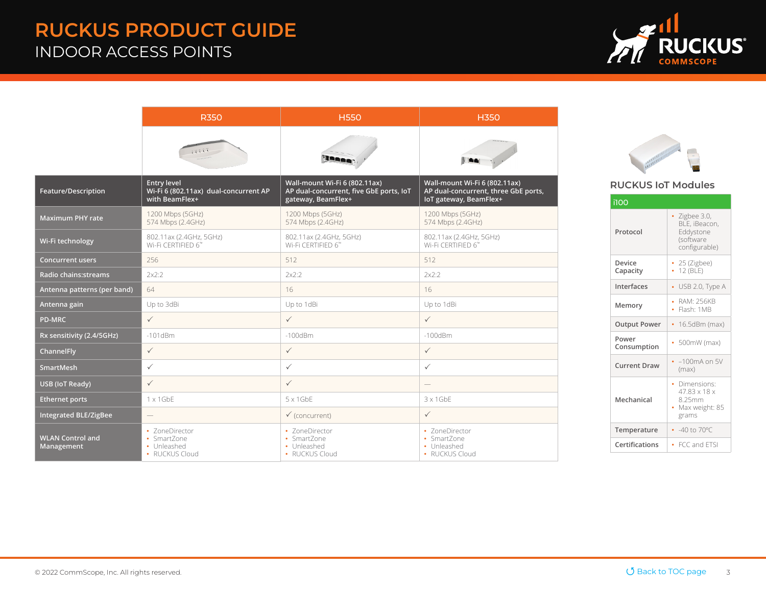# RUCKUS PRODUCT GUIDE

## INDOOR ACCESS POINTS

| | R350 | H550 | H350 |
|---|---|---|---|
| Feature/Description | Entry level Wi-Fi 6 (802.11ax) dual-concurrent AP with BeamFlex+ | Wall-mount Wi-Fi 6 (802.11ax) AP dual-concurrent, five GbE ports, IoT gateway, BeamFlex+ | Wall-mount Wi-Fi 6 (802.11ax) AP dual-concurrent, three GbE ports, IoT gateway, BeamFlex+ |
| Maximum PHY rate | 1200 Mbps (5GHz)<br>574 Mbps (2.4GHz) | 1200 Mbps (5GHz)<br>574 Mbps (2.4GHz) | 1200 Mbps (5GHz)<br>574 Mbps (2.4GHz) |
| Wi-Fi technology | 802.11ax (2.4GHz, 5GHz)<br>Wi-Fi CERTIFIED 6™ | 802.11ax (2.4GHz, 5GHz)<br>Wi-Fi CERTIFIED 6™ | 802.11ax (2.4GHz, 5GHz)<br>Wi-Fi CERTIFIED 6™ |
| Concurrent users | 256 | 512 | 512 |
| Radio chains:streams | 2x2:2 | 2x2:2 | 2x2:2 |
| Antenna patterns (per band) | 64 | 16 | 16 |
| Antenna gain | Up to 3dBi | Up to 1dBi | Up to 1dBi |
| PD-MRC | ✓ | ✓ | ✓ |
| Rx sensitivity (2.4/5GHz) | -101dBm | -100dBm | -100dBm |
| ChannelFly | ✓ | ✓ | ✓ |
| SmartMesh | ✓ | ✓ | ✓ |
| USB (IoT Ready) | ✓ | ✓ | — |
| Ethernet ports | 1 x 1GbE | 5 x 1GbE | 3 x 1GbE |
| Integrated BLE/ZigBee | — | ✓ (concurrent) | ✓ |
| WLAN Control and Management | • ZoneDirector<br>• SmartZone<br>• Unleashed<br>• RUCKUS Cloud | • ZoneDirector<br>• SmartZone<br>• Unleashed<br>• RUCKUS Cloud | • ZoneDirector<br>• SmartZone<br>• Unleashed<br>• RUCKUS Cloud |

## RUCKUS IoT Modules

| i100 | |
|---|---|
| Protocol | • Zigbee 3.0, BLE, iBeacon, Eddystone (software configurable) |
| Device Capacity | • 25 (Zigbee)<br>• 12 (BLE) |
| Interfaces | • USB 2.0, Type A |
| Memory | • RAM: 256KB<br>• Flash: 1MB |
| Output Power | • 16.5dBm (max) |
| Power Consumption | • 500mW (max) |
| Current Draw | • ~100mA on 5V (max) |
| Mechanical | • Dimensions: 47.83 x 18 x 8.25mm<br>• Max weight: 85 grams |
| Temperature | • -40 to 70°C |
| Certifications | • FCC and ETSI |

© 2022 CommScope, Inc. All rights reserved.

Back to TOC page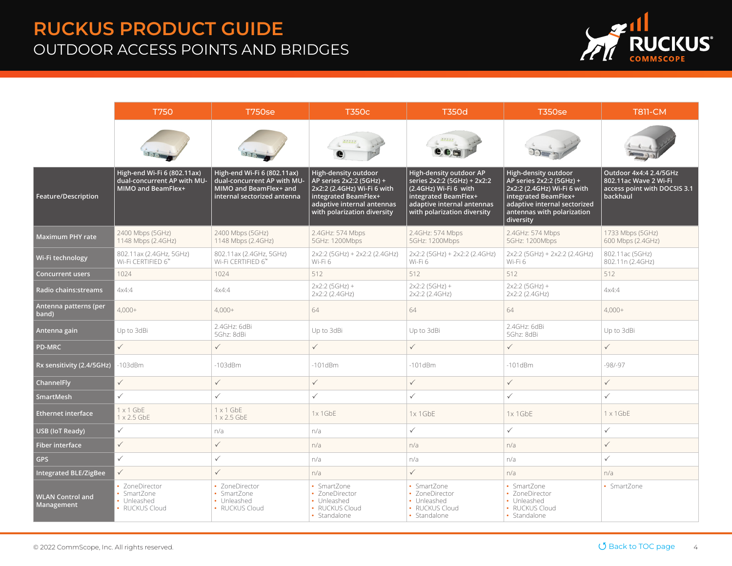# RUCKUS PRODUCT GUIDE

## OUTDOOR ACCESS POINTS AND BRIDGES

| | T750 | T750se | T350c | T350d | T350se | T811-CM |
|---|---|---|---|---|---|---|
| Feature/Description | High-end Wi-Fi 6 (802.11ax) dual-concurrent AP with MU-MIMO and BeamFlex+ | High-end Wi-Fi 6 (802.11ax) dual-concurrent AP with MU-MIMO and BeamFlex+ and internal sectorized antenna | High-density outdoor AP series 2x2:2 (5GHz) + 2x2:2 (2.4GHz) Wi-Fi 6 with integrated BeamFlex+ adaptive internal antennas with polarization diversity | High-density outdoor AP series 2x2:2 (5GHz) + 2x2:2 (2.4GHz) Wi-Fi 6 with integrated BeamFlex+ adaptive internal antennas with polarization diversity | High-density outdoor AP series 2x2:2 (5GHz) + 2x2:2 (2.4GHz) Wi-Fi 6 with integrated BeamFlex+ adaptive internal sectorized antennas with polarization diversity | Outdoor 4x4:4 2.4/5GHz 802.11ac Wave 2 Wi-Fi access point with DOCSIS 3.1 backhaul |
| Maximum PHY rate | 2400 Mbps (5GHz)<br>1148 Mbps (2.4GHz) | 2400 Mbps (5GHz)<br>1148 Mbps (2.4GHz) | 2.4GHz: 574 Mbps<br>5GHz: 1200Mbps | 2.4GHz: 574 Mbps<br>5GHz: 1200Mbps | 2.4GHz: 574 Mbps<br>5GHz: 1200Mbps | 1733 Mbps (5GHz)<br>600 Mbps (2.4GHz) |
| Wi-Fi technology | 802.11ax (2.4GHz, 5GHz)<br>Wi-Fi CERTIFIED 6™ | 802.11ax (2.4GHz, 5GHz)<br>Wi-Fi CERTIFIED 6™ | 2x2:2 (5GHz) + 2x2:2 (2.4GHz)<br>Wi-Fi 6 | 2x2:2 (5GHz) + 2x2:2 (2.4GHz)<br>Wi-Fi 6 | 2x2:2 (5GHz) + 2x2:2 (2.4GHz)<br>Wi-Fi 6 | 802.11ac (5GHz)<br>802.11n (2.4GHz) |
| Concurrent users | 1024 | 1024 | 512 | 512 | 512 | 512 |
| Radio chains:streams | 4x4:4 | 4x4:4 | 2x2:2 (5GHz) +<br>2x2:2 (2.4GHz) | 2x2:2 (5GHz) +<br>2x2:2 (2.4GHz) | 2x2:2 (5GHz) +<br>2x2:2 (2.4GHz) | 4x4:4 |
| Antenna patterns (per band) | 4,000+ | 4,000+ | 64 | 64 | 64 | 4,000+ |
| Antenna gain | Up to 3dBi | 2.4GHz: 6dBi<br>5Ghz: 8dBi | Up to 3dBi | Up to 3dBi | 2.4GHz: 6dBi<br>5Ghz: 8dBi | Up to 3dBi |
| PD-MRC | ✓ | ✓ | ✓ | ✓ | ✓ | ✓ |
| Rx sensitivity (2.4/5GHz) | -103dBm | -103dBm | -101dBm | -101dBm | -101dBm | -98/-97 |
| ChannelFly | ✓ | ✓ | ✓ | ✓ | ✓ | ✓ |
| SmartMesh | ✓ | ✓ | ✓ | ✓ | ✓ | ✓ |
| Ethernet interface | 1 x 1 GbE<br>1 x 2.5 GbE | 1 x 1 GbE<br>1 x 2.5 GbE | 1x 1GbE | 1x 1GbE | 1x 1GbE | 1 x 1GbE |
| USB (IoT Ready) | ✓ | n/a | n/a | ✓ | ✓ | ✓ |
| Fiber interface | ✓ | ✓ | n/a | n/a | n/a | ✓ |
| GPS | ✓ | ✓ | n/a | n/a | n/a | ✓ |
| Integrated BLE/ZigBee | ✓ | ✓ | n/a | ✓ | n/a | n/a |
| WLAN Control and Management | • ZoneDirector<br>• SmartZone<br>• Unleashed<br>• RUCKUS Cloud | • ZoneDirector<br>• SmartZone<br>• Unleashed<br>• RUCKUS Cloud | • SmartZone<br>• ZoneDirector<br>• Unleashed<br>• RUCKUS Cloud<br>• Standalone | • SmartZone<br>• ZoneDirector<br>• Unleashed<br>• RUCKUS Cloud<br>• Standalone | • SmartZone<br>• ZoneDirector<br>• Unleashed<br>• RUCKUS Cloud<br>• Standalone | • SmartZone |

© 2022 CommScope, Inc. All rights reserved.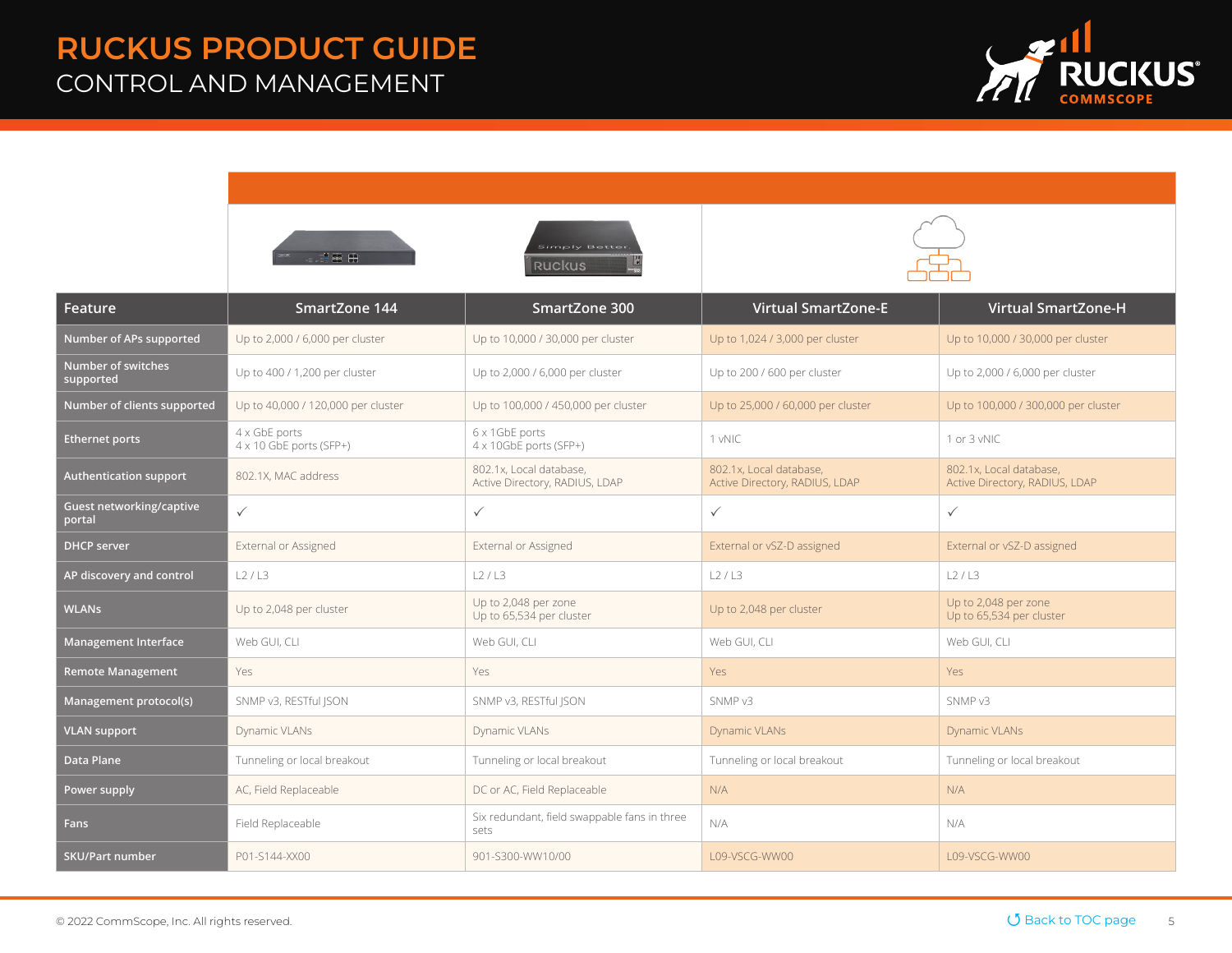# RUCKUS PRODUCT GUIDE

## CONTROL AND MANAGEMENT

| Feature | SmartZone 144 | SmartZone 300 | Virtual SmartZone-E | Virtual SmartZone-H |
|---|---|---|---|---|
| Number of APs supported | Up to 2,000 / 6,000 per cluster | Up to 10,000 / 30,000 per cluster | Up to 1,024 / 3,000 per cluster | Up to 10,000 / 30,000 per cluster |
| Number of switches supported | Up to 400 / 1,200 per cluster | Up to 2,000 / 6,000 per cluster | Up to 200 / 600 per cluster | Up to 2,000 / 6,000 per cluster |
| Number of clients supported | Up to 40,000 / 120,000 per cluster | Up to 100,000 / 450,000 per cluster | Up to 25,000 / 60,000 per cluster | Up to 100,000 / 300,000 per cluster |
| Ethernet ports | 4 x GbE ports<br>4 x 10 GbE ports (SFP+) | 6 x 1GbE ports<br>4 x 10GbE ports (SFP+) | 1 vNIC | 1 or 3 vNIC |
| Authentication support | 802.1X, MAC address | 802.1x, Local database,<br>Active Directory, RADIUS, LDAP | 802.1x, Local database,<br>Active Directory, RADIUS, LDAP | 802.1x, Local database,<br>Active Directory, RADIUS, LDAP |
| Guest networking/captive portal | ✓ | ✓ | ✓ | ✓ |
| DHCP server | External or Assigned | External or Assigned | External or vSZ-D assigned | External or vSZ-D assigned |
| AP discovery and control | L2 / L3 | L2 / L3 | L2 / L3 | L2 / L3 |
| WLANs | Up to 2,048 per cluster | Up to 2,048 per zone<br>Up to 65,534 per cluster | Up to 2,048 per cluster | Up to 2,048 per zone<br>Up to 65,534 per cluster |
| Management Interface | Web GUI, CLI | Web GUI, CLI | Web GUI, CLI | Web GUI, CLI |
| Remote Management | Yes | Yes | Yes | Yes |
| Management protocol(s) | SNMP v3, RESTful JSON | SNMP v3, RESTful JSON | SNMP v3 | SNMP v3 |
| VLAN support | Dynamic VLANs | Dynamic VLANs | Dynamic VLANs | Dynamic VLANs |
| Data Plane | Tunneling or local breakout | Tunneling or local breakout | Tunneling or local breakout | Tunneling or local breakout |
| Power supply | AC, Field Replaceable | DC or AC, Field Replaceable | N/A | N/A |
| Fans | Field Replaceable | Six redundant, field swappable fans in three sets | N/A | N/A |
| SKU/Part number | P01-S144-XX00 | 901-S300-WW10/00 | L09-VSCG-WW00 | L09-VSCG-WW00 |

© 2022 CommScope, Inc. All rights reserved.

Back to TOC page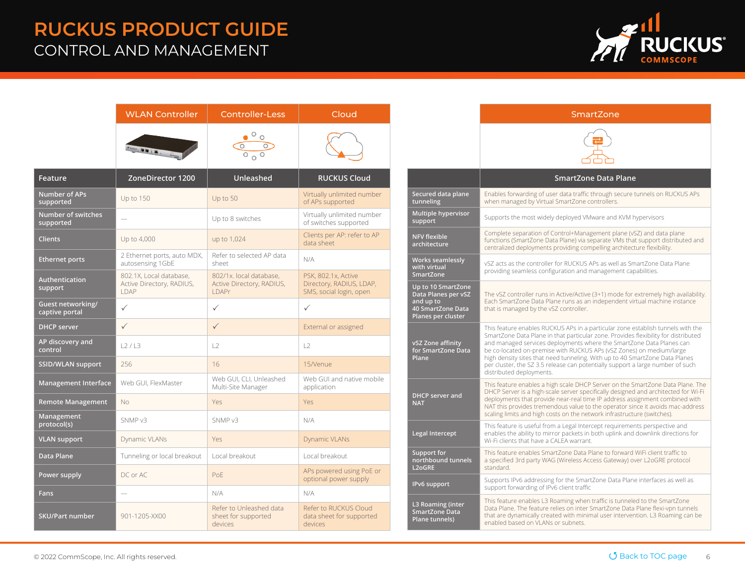# RUCKUS PRODUCT GUIDE

## CONTROL AND MANAGEMENT

| | WLAN Controller | Controller-Less | Cloud |
|---|---|---|---|
| **Feature** | **ZoneDirector 1200** | **Unleashed** | **RUCKUS Cloud** |
| **Number of APs supported** | Up to 150 | Up to 50 | Virtually unlimited number of APs supported |
| **Number of switches supported** | — | Up to 8 switches | Virtually unlimited number of switches supported |
| **Clients** | Up to 4,000 | up to 1,024 | Clients per AP: refer to AP data sheet |
| **Ethernet ports** | 2 Ethernet ports, auto MDX, autosensing 1GbE | Refer to selected AP data sheet | N/A |
| **Authentication support** | 802.1X, Local database, Active Directory, RADIUS, LDAP | 802/1x. local database, Active Directory, RADIUS, LDAPr | PSK, 802.1x, Active Directory, RADIUS, LDAP, SMS, social login, open |
| **Guest networking/ captive portal** | ✓ | ✓ | ✓ |
| **DHCP server** | ✓ | ✓ | External or assigned |
| **AP discovery and control** | L2 / L3 | L2 | L2 |
| **SSID/WLAN support** | 256 | 16 | 15/Venue |
| **Management Interface** | Web GUI, FlexMaster | Web GUI, CLI, Unleashed Multi-Site Manager | Web GUI and native mobile application |
| **Remote Management** | No | Yes | Yes |
| **Management protocol(s)** | SNMP v3 | SNMP v3 | N/A |
| **VLAN support** | Dynamic VLANs | Yes | Dynamic VLANs |
| **Data Plane** | Tunneling or local breakout | Local breakout | Local breakout |
| **Power supply** | DC or AC | PoE | APs powered using PoE or optional power supply |
| **Fans** | — | N/A | N/A |
| **SKU/Part number** | 901-1205-XX00 | Refer to Unleashed data sheet for supported devices | Refer to RUCKUS Cloud data sheet for supported devices |

| | SmartZone |
|---|---|
| | **SmartZone Data Plane** |
| **Secured data plane tunneling** | Enables forwarding of user data traffic through secure tunnels on RUCKUS APs when managed by Virtual SmartZone controllers. |
| **Multiple hypervisor support** | Supports the most widely deployed VMware and KVM hypervisors |
| **NFV flexible architecture** | Complete separation of Control+Management plane (vSZ) and data plane functions (SmartZone Data Plane) via separate VMs that support distributed and centralized deployments providing compelling architecture flexibility. |
| **Works seamlessly with virtual SmartZone** | vSZ acts as the controller for RUCKUS APs as well as SmartZone Data Plane providing seamless configuration and management capabilities. |
| **Up to 10 SmartZone Data Planes per vSZ and up to 40 SmartZone Data Planes per cluster** | The vSZ controller runs in Active/Active (3+1) mode for extremely high availability. Each SmartZone Data Plane runs as an independent virtual machine instance that is managed by the vSZ controller. |
| **vSZ Zone affinity for SmartZone Data Plane** | This feature enables RUCKUS APs in a particular zone establish tunnels with the SmartZone Data Plane in that particular zone. Provides flexibility for distributed and managed services deployments where the SmartZone Data Planes can be co-located on-premise with RUCKUS APs (vSZ Zones) on medium/large high density sites that need tunneling. With up to 40 SmartZone Data Planes per cluster, the SZ 3.5 release can potentially support a large number of such distributed deployments. |
| **DHCP server and NAT** | This feature enables a high scale DHCP Server on the SmartZone Data Plane. The DHCP Server is a high-scale server specifically designed and architected for Wi-Fi deployments that provide near-real time IP address assignment combined with NAT this provides tremendous value to the operator since it avoids mac-address scaling limits and high costs on the network infrastructure (switches). |
| **Legal Intercept** | This feature is useful from a Legal Intercept requirements perspective and enables the ability to mirror packets in both uplink and downlink directions for Wi-Fi clients that have a CALEA warrant. |
| **Support for northbound tunnels L2oGRE** | This feature enables SmartZone Data Plane to forward WiFi client traffic to a specified 3rd party WAG (Wireless Access Gateway) over L2oGRE protocol standard. |
| **IPv6 support** | Supports IPv6 addressing for the SmartZone Data Plane interfaces as well as support forwarding of IPv6 client traffic |
| **L3 Roaming (inter SmartZone Data Plane tunnels)** | This feature enables L3 Roaming when traffic is tunneled to the SmartZone Data Plane. The feature relies on inter SmartZone Data Plane flexi-vpn tunnels that are dynamically created with minimal user intervention. L3 Roaming can be enabled based on VLANs or subnets. |

© 2022 CommScope, Inc. All rights reserved.

Back to TOC page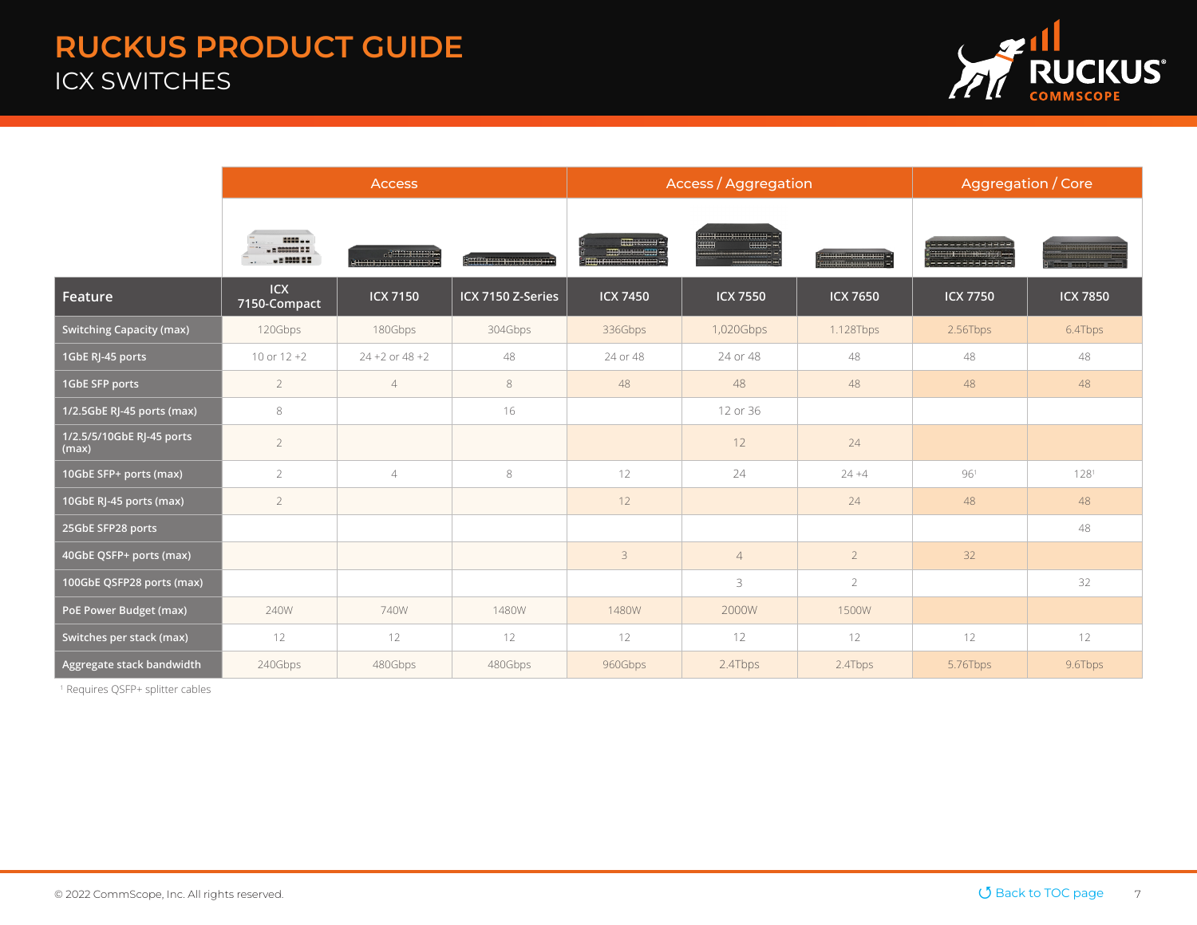# RUCKUS PRODUCT GUIDE

## ICX SWITCHES

| | Access | | | Access / Aggregation | | | Aggregation / Core | |
|---|---|---|---|---|---|---|---|---|
| **Feature** | **ICX 7150-Compact** | **ICX 7150** | **ICX 7150 Z-Series** | **ICX 7450** | **ICX 7550** | **ICX 7650** | **ICX 7750** | **ICX 7850** |
| Switching Capacity (max) | 120Gbps | 180Gbps | 304Gbps | 336Gbps | 1,020Gbps | 1.128Tbps | 2.56Tbps | 6.4Tbps |
| 1GbE RJ-45 ports | 10 or 12 +2 | 24 +2 or 48 +2 | 48 | 24 or 48 | 24 or 48 | 48 | 48 | 48 |
| 1GbE SFP ports | 2 | 4 | 8 | 48 | 48 | 48 | 48 | 48 |
| 1/2.5GbE RJ-45 ports (max) | 8 | | 16 | | 12 or 36 | | | |
| 1/2.5/5/10GbE RJ-45 ports (max) | 2 | | | | 12 | 24 | | |
| 10GbE SFP+ ports (max) | 2 | 4 | 8 | 12 | 24 | 24 +4 | 96[1] | 128[1] |
| 10GbE RJ-45 ports (max) | 2 | | | 12 | | 24 | 48 | 48 |
| 25GbE SFP28 ports | | | | | | | | 48 |
| 40GbE QSFP+ ports (max) | | | | 3 | 4 | 2 | 32 | |
| 100GbE QSFP28 ports (max) | | | | | 3 | 2 | | 32 |
| PoE Power Budget (max) | 240W | 740W | 1480W | 1480W | 2000W | 1500W | | |
| Switches per stack (max) | 12 | 12 | 12 | 12 | 12 | 12 | 12 | 12 |
| Aggregate stack bandwidth | 240Gbps | 480Gbps | 480Gbps | 960Gbps | 2.4Tbps | 2.4Tbps | 5.76Tbps | 9.6Tbps |

[1] Requires QSFP+ splitter cables

© 2022 CommScope, Inc. All rights reserved.

Back to TOC page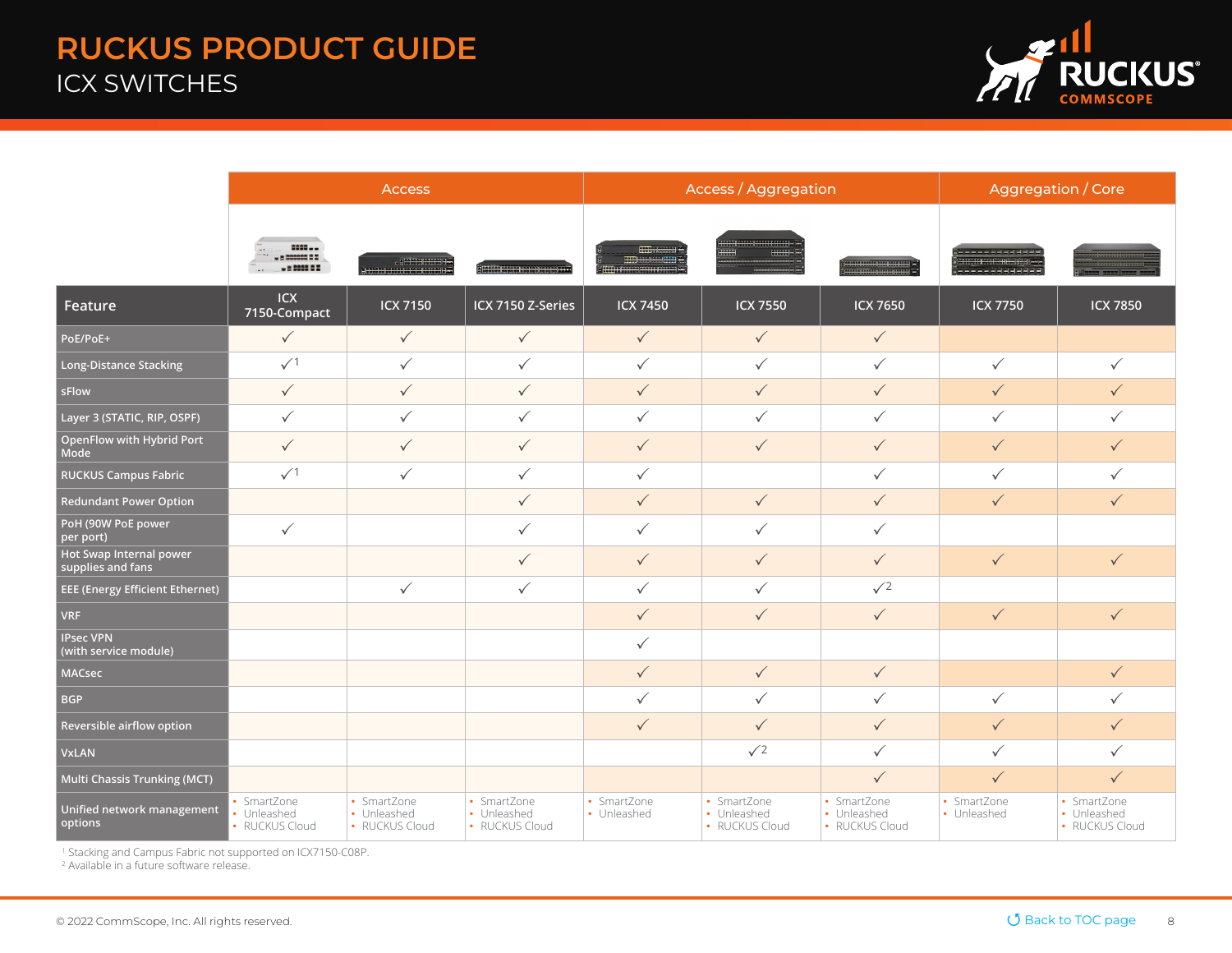# RUCKUS PRODUCT GUIDE

## ICX SWITCHES

| | Access | | | Access / Aggregation | | | Aggregation / Core | |
|---|---|---|---|---|---|---|---|---|
| **Feature** | **ICX 7150-Compact** | **ICX 7150** | **ICX 7150 Z-Series** | **ICX 7450** | **ICX 7550** | **ICX 7650** | **ICX 7750** | **ICX 7850** |
| PoE/PoE+ | ✓ | ✓ | ✓ | ✓ | ✓ | ✓ | | |
| Long-Distance Stacking | ✓[1] | ✓ | ✓ | ✓ | ✓ | ✓ | ✓ | ✓ |
| sFlow | ✓ | ✓ | ✓ | ✓ | ✓ | ✓ | ✓ | ✓ |
| Layer 3 (STATIC, RIP, OSPF) | ✓ | ✓ | ✓ | ✓ | ✓ | ✓ | ✓ | ✓ |
| OpenFlow with Hybrid Port Mode | ✓ | ✓ | ✓ | ✓ | ✓ | ✓ | ✓ | ✓ |
| RUCKUS Campus Fabric | ✓[1] | ✓ | ✓ | ✓ | | ✓ | ✓ | ✓ |
| Redundant Power Option | | | ✓ | ✓ | ✓ | ✓ | ✓ | ✓ |
| PoH (90W PoE power per port) | ✓ | | ✓ | ✓ | ✓ | ✓ | | |
| Hot Swap Internal power supplies and fans | | | ✓ | ✓ | ✓ | ✓ | ✓ | ✓ |
| EEE (Energy Efficient Ethernet) | | ✓ | ✓ | ✓ | ✓ | ✓[2] | | |
| VRF | | | | ✓ | ✓ | ✓ | ✓ | ✓ |
| IPsec VPN (with service module) | | | | ✓ | | | | |
| MACsec | | | | ✓ | ✓ | ✓ | | ✓ |
| BGP | | | | ✓ | ✓ | ✓ | ✓ | ✓ |
| Reversible airflow option | | | | ✓ | ✓ | ✓ | ✓ | ✓ |
| VxLAN | | | | | ✓[2] | ✓ | ✓ | ✓ |
| Multi Chassis Trunking (MCT) | | | | | | ✓ | ✓ | ✓ |
| Unified network management options | • SmartZone<br>• Unleashed<br>• RUCKUS Cloud | • SmartZone<br>• Unleashed<br>• RUCKUS Cloud | • SmartZone<br>• Unleashed<br>• RUCKUS Cloud | • SmartZone<br>• Unleashed | • SmartZone<br>• Unleashed<br>• RUCKUS Cloud | • SmartZone<br>• Unleashed<br>• RUCKUS Cloud | • SmartZone<br>• Unleashed | • SmartZone<br>• Unleashed<br>• RUCKUS Cloud |

[1] Stacking and Campus Fabric not supported on ICX7150-C08P.
[2] Available in a future software release.

© 2022 CommScope, Inc. All rights reserved.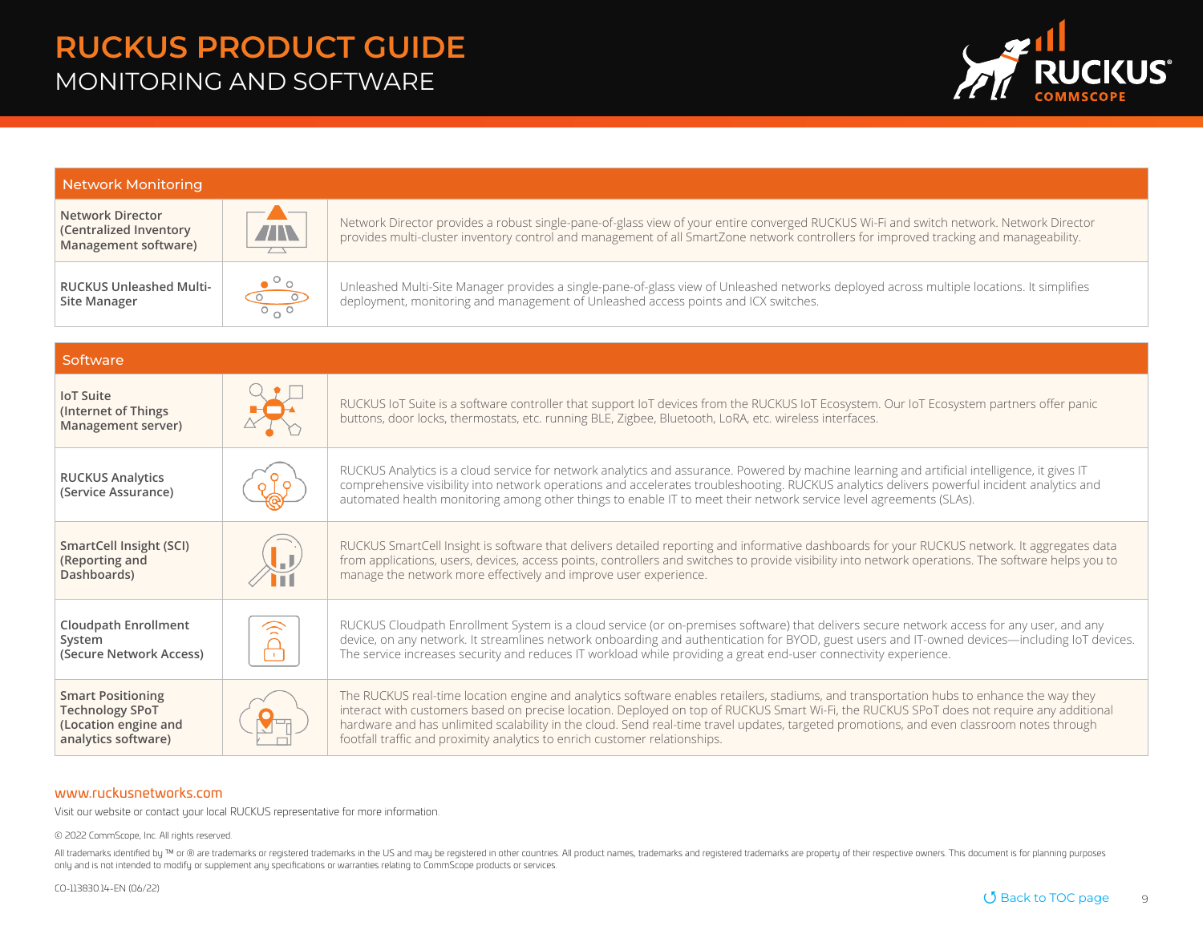# RUCKUS PRODUCT GUIDE

## MONITORING AND SOFTWARE

| Network Monitoring | |
|---|---|
| **Network Director (Centralized Inventory Management software)** | Network Director provides a robust single-pane-of-glass view of your entire converged RUCKUS Wi-Fi and switch network. Network Director provides multi-cluster inventory control and management of all SmartZone network controllers for improved tracking and manageability. |
| **RUCKUS Unleashed Multi-Site Manager** | Unleashed Multi-Site Manager provides a single-pane-of-glass view of Unleashed networks deployed across multiple locations. It simplifies deployment, monitoring and management of Unleashed access points and ICX switches. |

| Software | |
|---|---|
| **IoT Suite (Internet of Things Management server)** | RUCKUS IoT Suite is a software controller that support IoT devices from the RUCKUS IoT Ecosystem. Our IoT Ecosystem partners offer panic buttons, door locks, thermostats, etc. running BLE, Zigbee, Bluetooth, LoRA, etc. wireless interfaces. |
| **RUCKUS Analytics (Service Assurance)** | RUCKUS Analytics is a cloud service for network analytics and assurance. Powered by machine learning and artificial intelligence, it gives IT comprehensive visibility into network operations and accelerates troubleshooting. RUCKUS analytics delivers powerful incident analytics and automated health monitoring among other things to enable IT to meet their network service level agreements (SLAs). |
| **SmartCell Insight (SCI) (Reporting and Dashboards)** | RUCKUS SmartCell Insight is software that delivers detailed reporting and informative dashboards for your RUCKUS network. It aggregates data from applications, users, devices, access points, controllers and switches to provide visibility into network operations. The software helps you to manage the network more effectively and improve user experience. |
| **Cloudpath Enrollment System (Secure Network Access)** | RUCKUS Cloudpath Enrollment System is a cloud service (or on-premises software) that delivers secure network access for any user, and any device, on any network. It streamlines network onboarding and authentication for BYOD, guest users and IT-owned devices—including IoT devices. The service increases security and reduces IT workload while providing a great end-user connectivity experience. |
| **Smart Positioning Technology SPoT (Location engine and analytics software)** | The RUCKUS real-time location engine and analytics software enables retailers, stadiums, and transportation hubs to enhance the way they interact with customers based on precise location. Deployed on top of RUCKUS Smart Wi-Fi, the RUCKUS SPoT does not require any additional hardware and has unlimited scalability in the cloud. Send real-time travel updates, targeted promotions, and even classroom notes through footfall traffic and proximity analytics to enrich customer relationships. |

www.ruckusnetworks.com

Visit our website or contact your local RUCKUS representative for more information.

© 2022 CommScope, Inc. All rights reserved.

All trademarks identified by ™ or ® are trademarks or registered trademarks in the US and may be registered in other countries. All product names, trademarks and registered trademarks are property of their respective owners. This document is for planning purposes only and is not intended to modify or supplement any specifications or warranties relating to CommScope products or services.

CO-113830.14-EN (06/22)

Back to TOC page